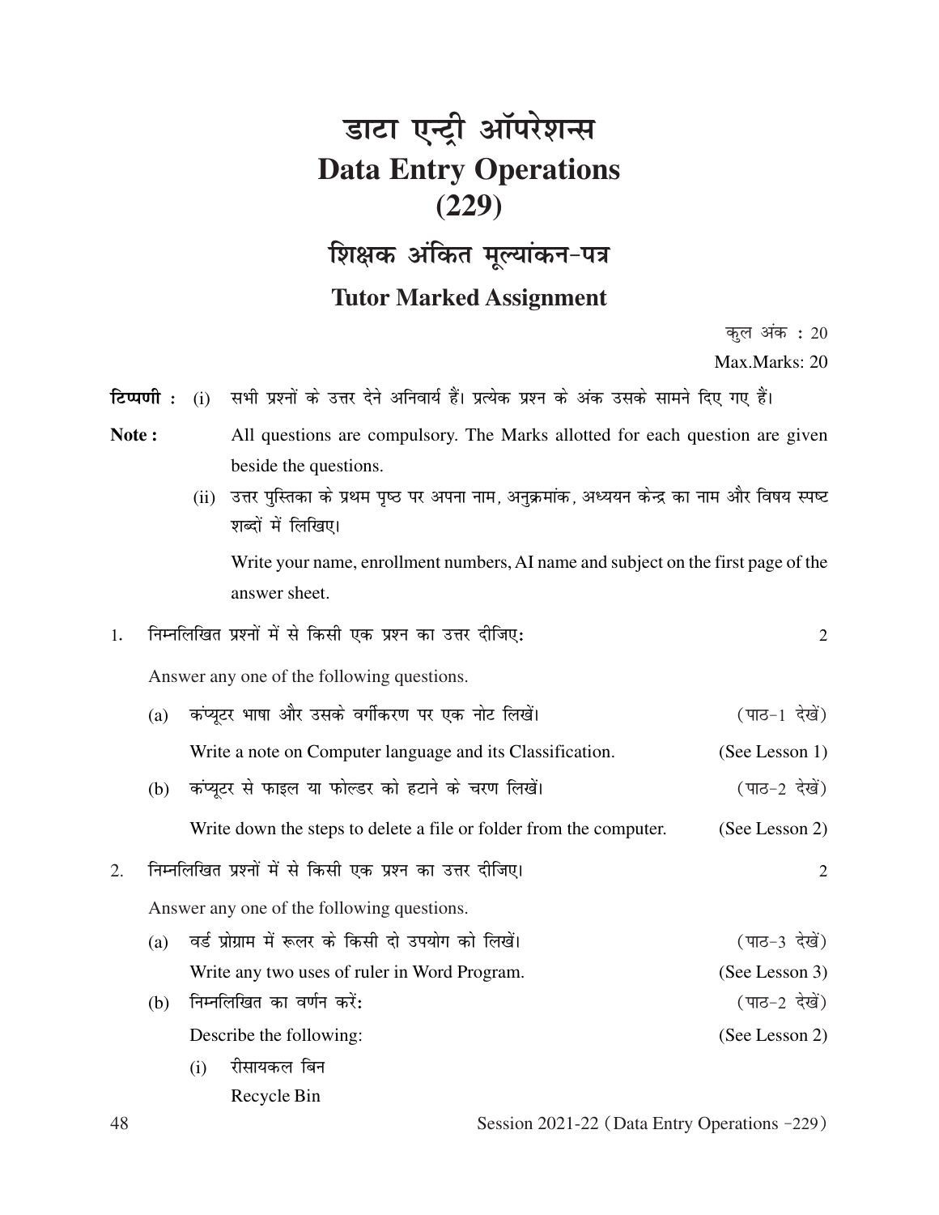# डाटा एन्ट्री ऑपरेशन्स
# Data Entry Operations
# (229)

## शिक्षक अंकित मूल्यांकन-पत्र

## Tutor Marked Assignment

कुल अंक : 20

Max.Marks: 20

**टिप्पणी :** (i) सभी प्रश्नों के उत्तर देने अनिवार्य हैं। प्रत्येक प्रश्न के अंक उसके सामने दिए गए हैं।

**Note :** All questions are compulsory. The Marks allotted for each question are given beside the questions.

(ii) उत्तर पुस्तिका के प्रथम पृष्ठ पर अपना नाम, अनुक्रमांक, अध्ययन केन्द्र का नाम और विषय स्पष्ट शब्दों में लिखिए।

Write your name, enrollment numbers, AI name and subject on the first page of the answer sheet.

1. निम्नलिखित प्रश्नों में से किसी एक प्रश्न का उत्तर दीजिए: 2

   Answer any one of the following questions.

   (a) कंप्यूटर भाषा और उसके वर्गीकरण पर एक नोट लिखें। (पाठ-1 देखें)

   Write a note on Computer language and its Classification. (See Lesson 1)

   (b) कंप्यूटर से फाइल या फोल्डर को हटाने के चरण लिखें। (पाठ-2 देखें)

   Write down the steps to delete a file or folder from the computer. (See Lesson 2)

2. निम्नलिखित प्रश्नों में से किसी एक प्रश्न का उत्तर दीजिए। 2

   Answer any one of the following questions.

   (a) वर्ड प्रोग्राम में रूलर के किसी दो उपयोग को लिखें। (पाठ-3 देखें)

   Write any two uses of ruler in Word Program. (See Lesson 3)

   (b) निम्नलिखित का वर्णन करें: (पाठ-2 देखें)

   Describe the following: (See Lesson 2)

   (i) रीसायकल बिन

   Recycle Bin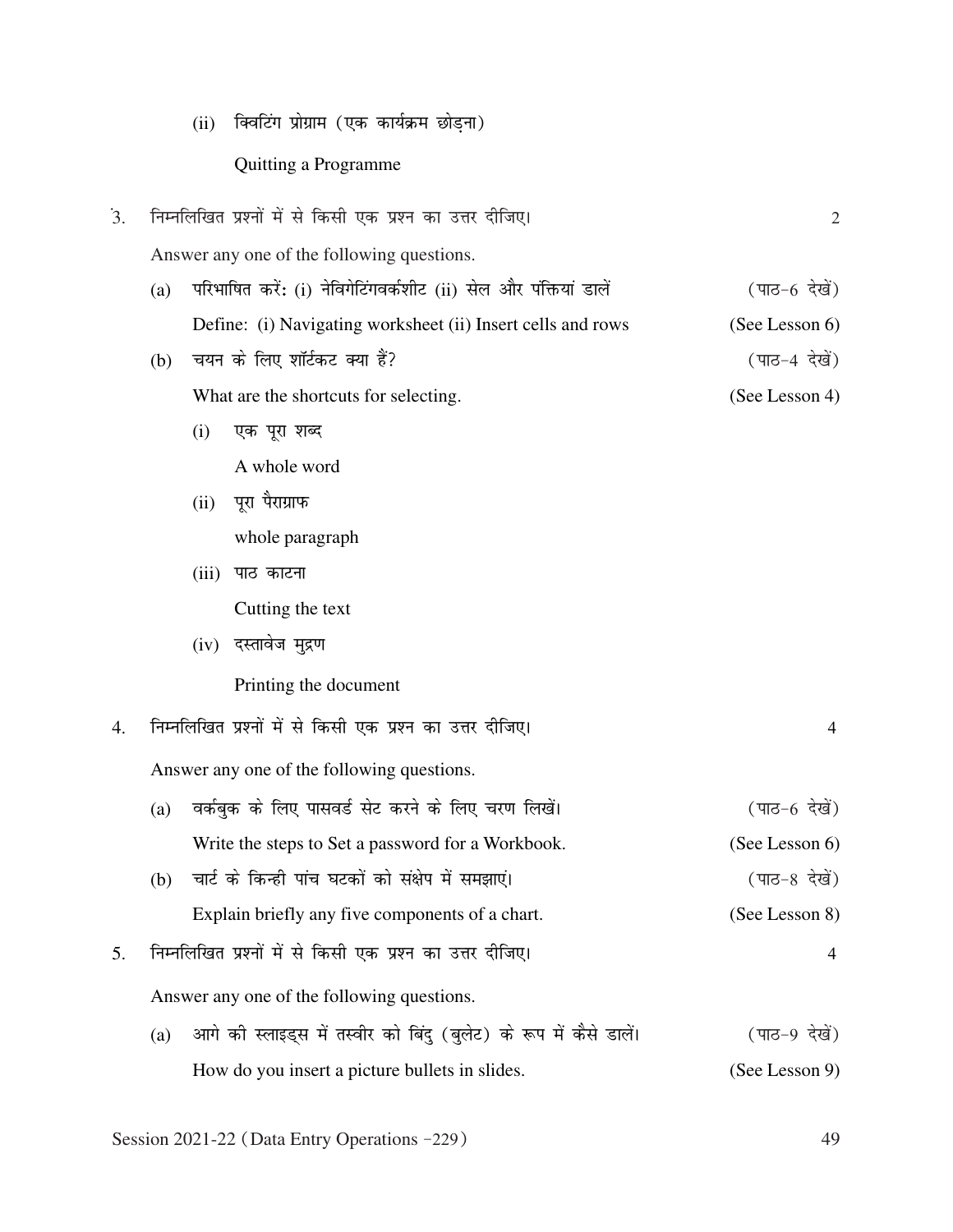(ii) क्विटिंग प्रोग्राम (एक कार्यक्रम छोड़ना)

Quitting a Programme

3. निम्नलिखित प्रश्नों में से किसी एक प्रश्न का उत्तर दीजिए। 2

Answer any one of the following questions.

(a) परिभाषित करें: (i) नेविगेटिंगवर्कशीट (ii) सेल और पंक्तियां डालें (पाठ-6 देखें)

Define: (i) Navigating worksheet (ii) Insert cells and rows (See Lesson 6)

(b) चयन के लिए शॉर्टकट क्या हैं? (पाठ-4 देखें)

What are the shortcuts for selecting. (See Lesson 4)

(i) एक पूरा शब्द

A whole word

(ii) पूरा पैराग्राफ

whole paragraph

(iii) पाठ काटना

Cutting the text

(iv) दस्तावेज मुद्रण

Printing the document

4. निम्नलिखित प्रश्नों में से किसी एक प्रश्न का उत्तर दीजिए। 4

Answer any one of the following questions.

(a) वर्कबुक के लिए पासवर्ड सेट करने के लिए चरण लिखें। (पाठ-6 देखें)

Write the steps to Set a password for a Workbook. (See Lesson 6)

(b) चार्ट के किन्ही पांच घटकों को संक्षेप में समझाएं। (पाठ-8 देखें)

Explain briefly any five components of a chart. (See Lesson 8)

5. निम्नलिखित प्रश्नों में से किसी एक प्रश्न का उत्तर दीजिए। 4

Answer any one of the following questions.

(a) आगे की स्लाइड्स में तस्वीर को बिंदु (बुलेट) के रूप में कैसे डालें। (पाठ-9 देखें)

How do you insert a picture bullets in slides. (See Lesson 9)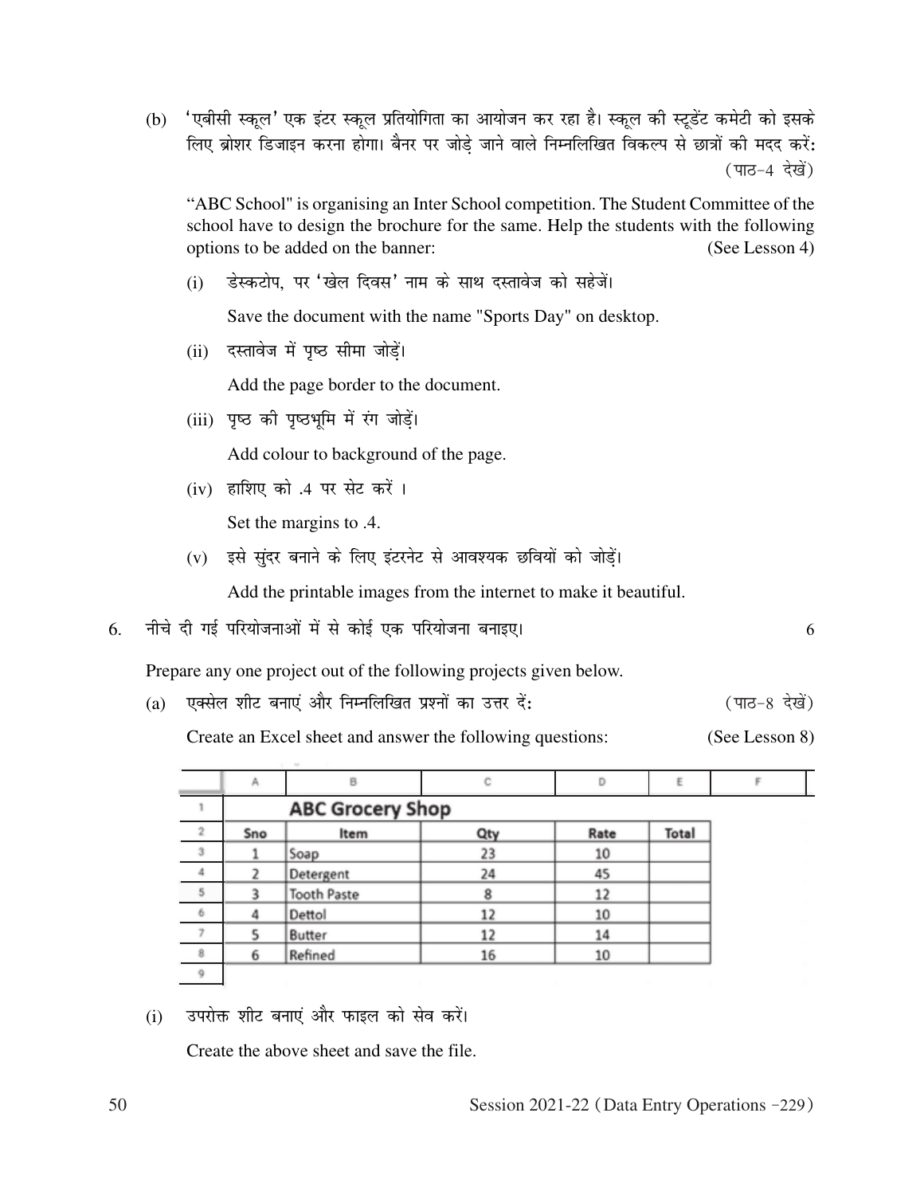(b) 'एबीसी स्कूल' एक इंटर स्कूल प्रतियोगिता का आयोजन कर रहा है। स्कूल की स्टूडेंट कमेटी को इसके लिए ब्रोशर डिजाइन करना होगा। बैनर पर जोड़े जाने वाले निम्नलिखित विकल्प से छात्रों की मदद करें: (पाठ-4 देखें)

"ABC School" is organising an Inter School competition. The Student Committee of the school have to design the brochure for the same. Help the students with the following options to be added on the banner: (See Lesson 4)

(i) डेस्कटोप, पर 'खेल दिवस' नाम के साथ दस्तावेज को सहेजें।

Save the document with the name "Sports Day" on desktop.

(ii) दस्तावेज में पृष्ठ सीमा जोड़ें।

Add the page border to the document.

(iii) पृष्ठ की पृष्ठभूमि में रंग जोड़ें।

Add colour to background of the page.

(iv) हाशिए को .4 पर सेट करें ।

Set the margins to .4.

(v) इसे सुंदर बनाने के लिए इंटरनेट से आवश्यक छवियों को जोड़ें।

Add the printable images from the internet to make it beautiful.

6. नीचे दी गई परियोजनाओं में से कोई एक परियोजना बनाइए। 6

Prepare any one project out of the following projects given below.

(a) एक्सेल शीट बनाएं और निम्नलिखित प्रश्नों का उत्तर दें: (पाठ-8 देखें)

Create an Excel sheet and answer the following questions: (See Lesson 8)

| | A | B | C | D | E | F |
|---|---|---|---|---|---|---|
| 1 | | ABC Grocery Shop | | | | |
| 2 | Sno | Item | Qty | Rate | Total | |
| 3 | 1 | Soap | 23 | 10 | | |
| 4 | 2 | Detergent | 24 | 45 | | |
| 5 | 3 | Tooth Paste | 8 | 12 | | |
| 6 | 4 | Dettol | 12 | 10 | | |
| 7 | 5 | Butter | 12 | 14 | | |
| 8 | 6 | Refined | 16 | 10 | | |
| 9 | | | | | | |

(i) उपरोक्त शीट बनाएं और फाइल को सेव करें।

Create the above sheet and save the file.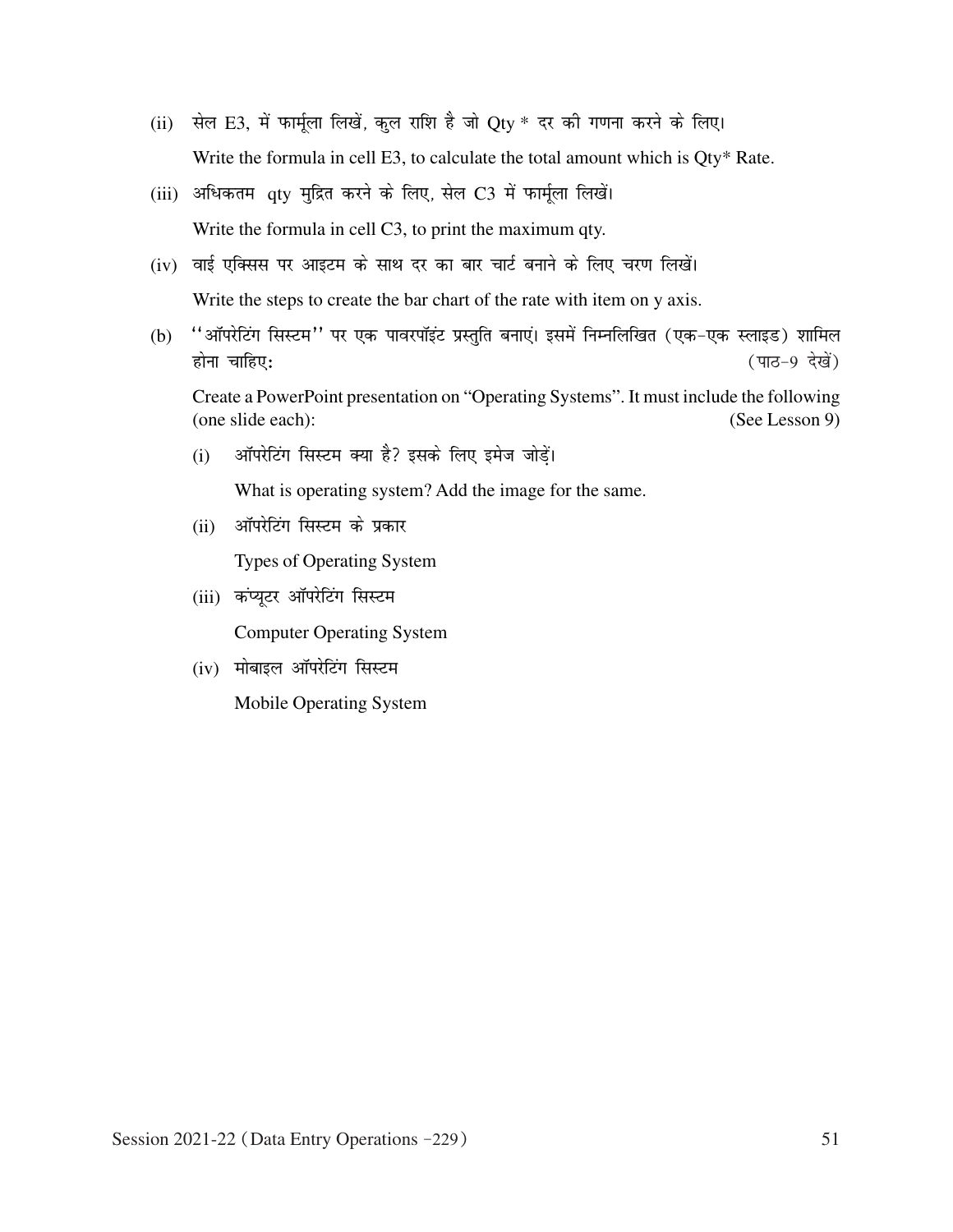(ii) सेल E3, में फार्मूला लिखें, कुल राशि है जो Qty * दर की गणना करने के लिए।

Write the formula in cell E3, to calculate the total amount which is Qty* Rate.

(iii) अधिकतम qty मुद्रित करने के लिए, सेल C3 में फार्मूला लिखें।

Write the formula in cell C3, to print the maximum qty.

(iv) वाई एक्सिस पर आइटम के साथ दर का बार चार्ट बनाने के लिए चरण लिखें।

Write the steps to create the bar chart of the rate with item on y axis.

(b) ''ऑपरेटिंग सिस्टम'' पर एक पावरपॉइंट प्रस्तुति बनाएं। इसमें निम्नलिखित (एक-एक स्लाइड) शामिल होना चाहिए: (पाठ-9 देखें)

Create a PowerPoint presentation on "Operating Systems". It must include the following (one slide each): (See Lesson 9)

(i) ऑपरेटिंग सिस्टम क्या है? इसके लिए इमेज जोड़ें।

What is operating system? Add the image for the same.

(ii) ऑपरेटिंग सिस्टम के प्रकार

Types of Operating System

(iii) कंप्यूटर ऑपरेटिंग सिस्टम

Computer Operating System

(iv) मोबाइल ऑपरेटिंग सिस्टम

Mobile Operating System